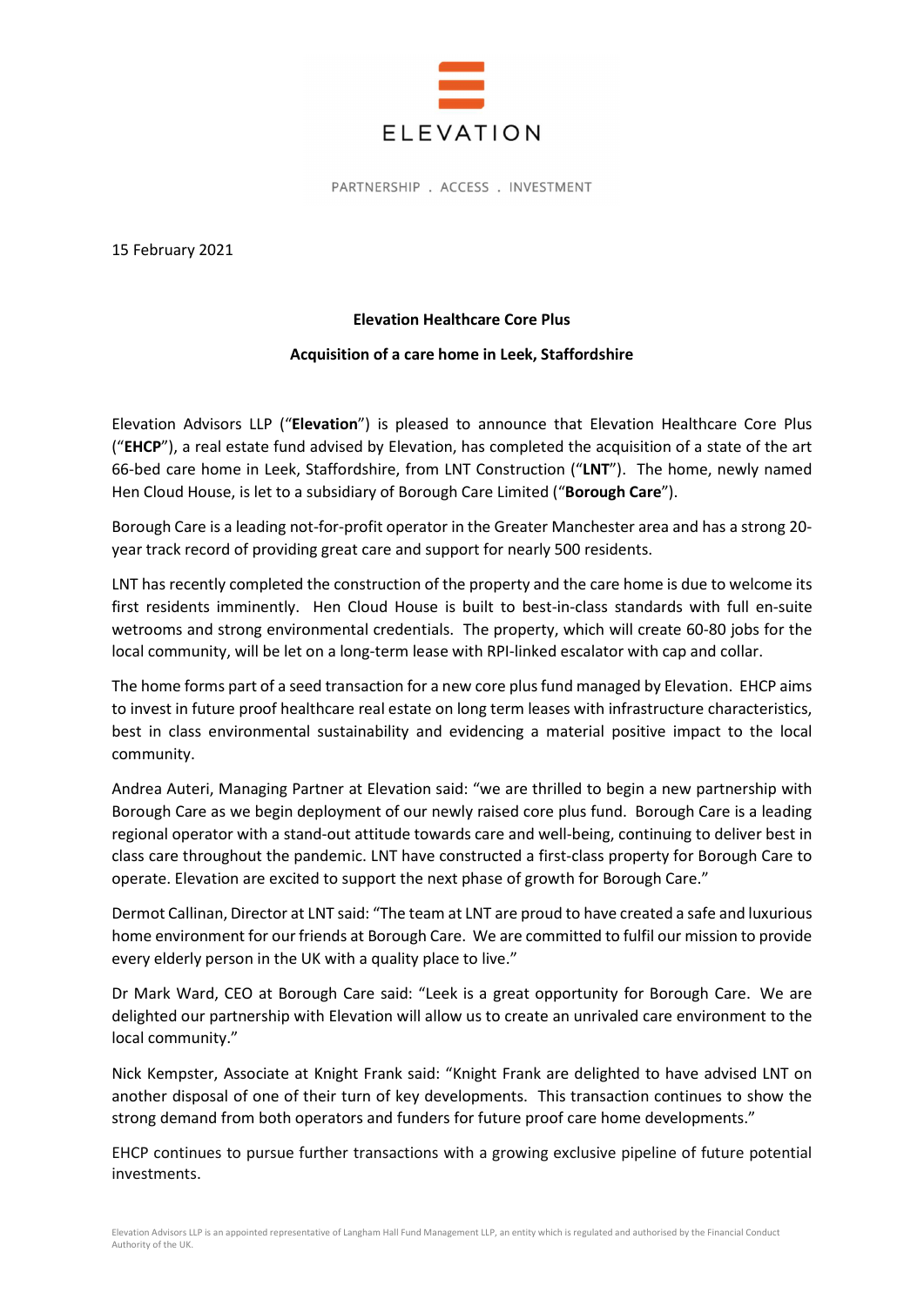ELEVATION

PARTNERSHIP . ACCESS . INVESTMENT

15 February 2021

**Elevation Healthcare Core Plus**

**Acquisition of a care home in Leek, Staffordshire**

Elevation Advisors LLP ("**Elevation**") is pleased to announce that Elevation Healthcare Core Plus ("**EHCP**"), a real estate fund advised by Elevation, has completed the acquisition of a state of the art 66-bed care home in Leek, Staffordshire, from LNT Construction ("**LNT**"). The home, newly named Hen Cloud House, is let to a subsidiary of Borough Care Limited ("**Borough Care**").

Borough Care is a leading not-for-profit operator in the Greater Manchester area and has a strong 20-year track record of providing great care and support for nearly 500 residents.

LNT has recently completed the construction of the property and the care home is due to welcome its first residents imminently. Hen Cloud House is built to best-in-class standards with full en-suite wetrooms and strong environmental credentials. The property, which will create 60-80 jobs for the local community, will be let on a long-term lease with RPI-linked escalator with cap and collar.

The home forms part of a seed transaction for a new core plus fund managed by Elevation. EHCP aims to invest in future proof healthcare real estate on long term leases with infrastructure characteristics, best in class environmental sustainability and evidencing a material positive impact to the local community.

Andrea Auteri, Managing Partner at Elevation said: "we are thrilled to begin a new partnership with Borough Care as we begin deployment of our newly raised core plus fund. Borough Care is a leading regional operator with a stand-out attitude towards care and well-being, continuing to deliver best in class care throughout the pandemic. LNT have constructed a first-class property for Borough Care to operate. Elevation are excited to support the next phase of growth for Borough Care."

Dermot Callinan, Director at LNT said: "The team at LNT are proud to have created a safe and luxurious home environment for our friends at Borough Care. We are committed to fulfil our mission to provide every elderly person in the UK with a quality place to live."

Dr Mark Ward, CEO at Borough Care said: "Leek is a great opportunity for Borough Care. We are delighted our partnership with Elevation will allow us to create an unrivaled care environment to the local community."

Nick Kempster, Associate at Knight Frank said: "Knight Frank are delighted to have advised LNT on another disposal of one of their turn of key developments. This transaction continues to show the strong demand from both operators and funders for future proof care home developments."

EHCP continues to pursue further transactions with a growing exclusive pipeline of future potential investments.

Elevation Advisors LLP is an appointed representative of Langham Hall Fund Management LLP, an entity which is regulated and authorised by the Financial Conduct Authority of the UK.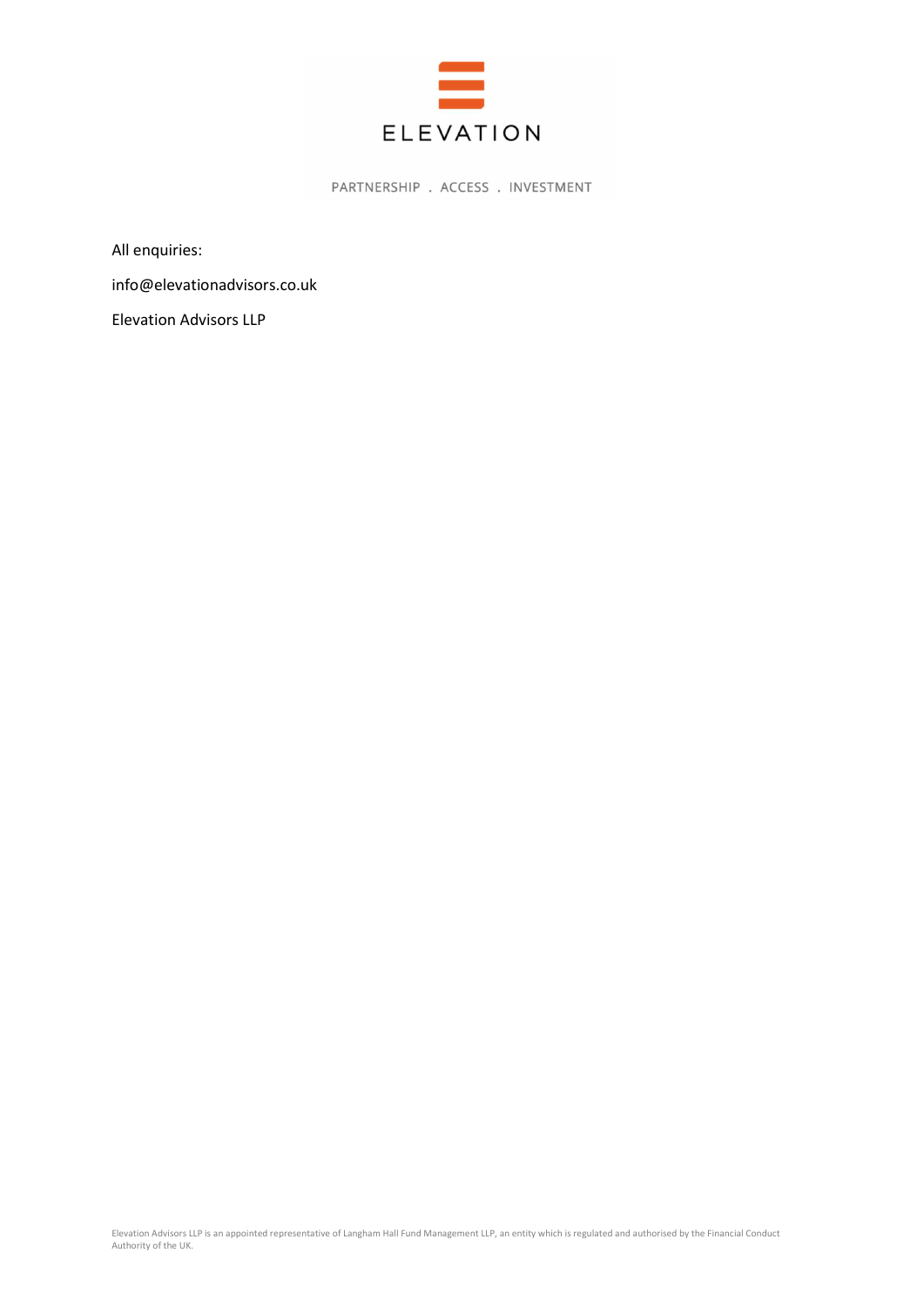ELEVATION

PARTNERSHIP . ACCESS . INVESTMENT

All enquiries:

info@elevationadvisors.co.uk

Elevation Advisors LLP

Elevation Advisors LLP is an appointed representative of Langham Hall Fund Management LLP, an entity which is regulated and authorised by the Financial Conduct Authority of the UK.